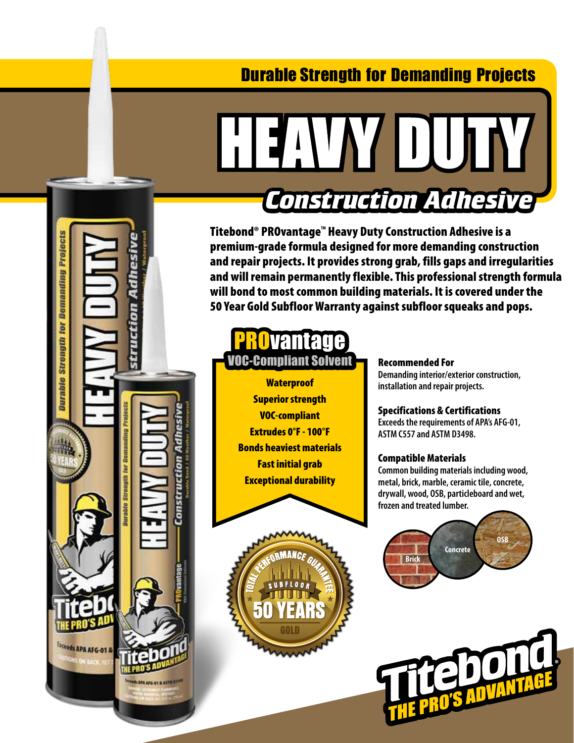## Durable Strength for Demanding Projects

# HEAVY DUTY

## Construction Adhesive

**Titebond® PROvantage™ Heavy Duty Construction Adhesive is a premium-grade formula designed for more demanding construction and repair projects. It provides strong grab, fills gaps and irregularities and will remain permanently flexible. This professional strength formula will bond to most common building materials. It is covered under the 50 Year Gold Subfloor Warranty against subfloor squeaks and pops.**

### PROvantage
**VOC-Compliant Solvent**

- **Waterproof**
- **Superior strength**
- **VOC-compliant**
- **Extrudes 0°F - 100°F**
- **Bonds heaviest materials**
- **Fast initial grab**
- **Exceptional durability**

TOTAL PERFORMANCE GUARANTEE – SUBFLOOR – 50 YEARS – GOLD

### Recommended For
Demanding interior/exterior construction, installation and repair projects.

### Specifications & Certifications
Exceeds the requirements of APA's AFG-01, ASTM C557 and ASTM D3498.

### Compatible Materials
Common building materials including wood, metal, brick, marble, ceramic tile, concrete, drywall, wood, OSB, particleboard and wet, frozen and treated lumber.

Brick | Concrete | OSB

**Titebond® THE PRO'S ADVANTAGE**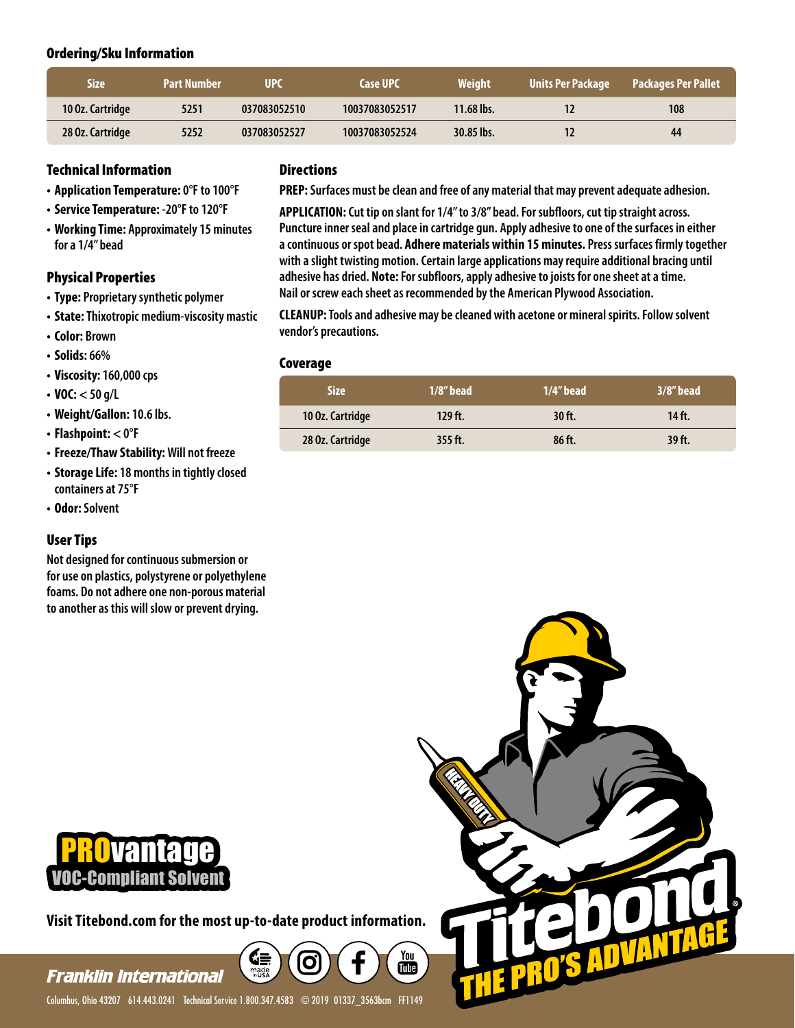## Ordering/Sku Information

| Size | Part Number | UPC | Case UPC | Weight | Units Per Package | Packages Per Pallet |
|---|---|---|---|---|---|---|
| 10 Oz. Cartridge | 5251 | 037083052510 | 10037083052517 | 11.68 lbs. | 12 | 108 |
| 28 Oz. Cartridge | 5252 | 037083052527 | 10037083052524 | 30.85 lbs. | 12 | 44 |

## Technical Information

- **Application Temperature:** 0°F to 100°F
- **Service Temperature:** -20°F to 120°F
- **Working Time:** Approximately 15 minutes for a 1/4″ bead

## Physical Properties

- **Type:** Proprietary synthetic polymer
- **State:** Thixotropic medium-viscosity mastic
- **Color:** Brown
- **Solids:** 66%
- **Viscosity:** 160,000 cps
- **VOC:** < 50 g/L
- **Weight/Gallon:** 10.6 lbs.
- **Flashpoint:** < 0°F
- **Freeze/Thaw Stability:** Will not freeze
- **Storage Life:** 18 months in tightly closed containers at 75°F
- **Odor:** Solvent

## User Tips

Not designed for continuous submersion or for use on plastics, polystyrene or polyethylene foams. Do not adhere one non-porous material to another as this will slow or prevent drying.

## Directions

**PREP:** Surfaces must be clean and free of any material that may prevent adequate adhesion.

**APPLICATION:** Cut tip on slant for 1/4″ to 3/8″ bead. For subfloors, cut tip straight across. Puncture inner seal and place in cartridge gun. Apply adhesive to one of the surfaces in either a continuous or spot bead. **Adhere materials within 15 minutes.** Press surfaces firmly together with a slight twisting motion. Certain large applications may require additional bracing until adhesive has dried. **Note:** For subfloors, apply adhesive to joists for one sheet at a time. Nail or screw each sheet as recommended by the American Plywood Association.

**CLEANUP:** Tools and adhesive may be cleaned with acetone or mineral spirits. Follow solvent vendor's precautions.

## Coverage

| Size | 1/8″ bead | 1/4″ bead | 3/8″ bead |
|---|---|---|---|
| 10 Oz. Cartridge | 129 ft. | 30 ft. | 14 ft. |
| 28 Oz. Cartridge | 355 ft. | 86 ft. | 39 ft. |

**PROvantage**
**VOC-Compliant Solvent**

**Visit Titebond.com for the most up-to-date product information.**

**Titebond® THE PRO'S ADVANTAGE**

*Franklin International*

Columbus, Ohio 43207 614.443.0241 Technical Service 1.800.347.4583 © 2019 01337_3563bcm FF1149